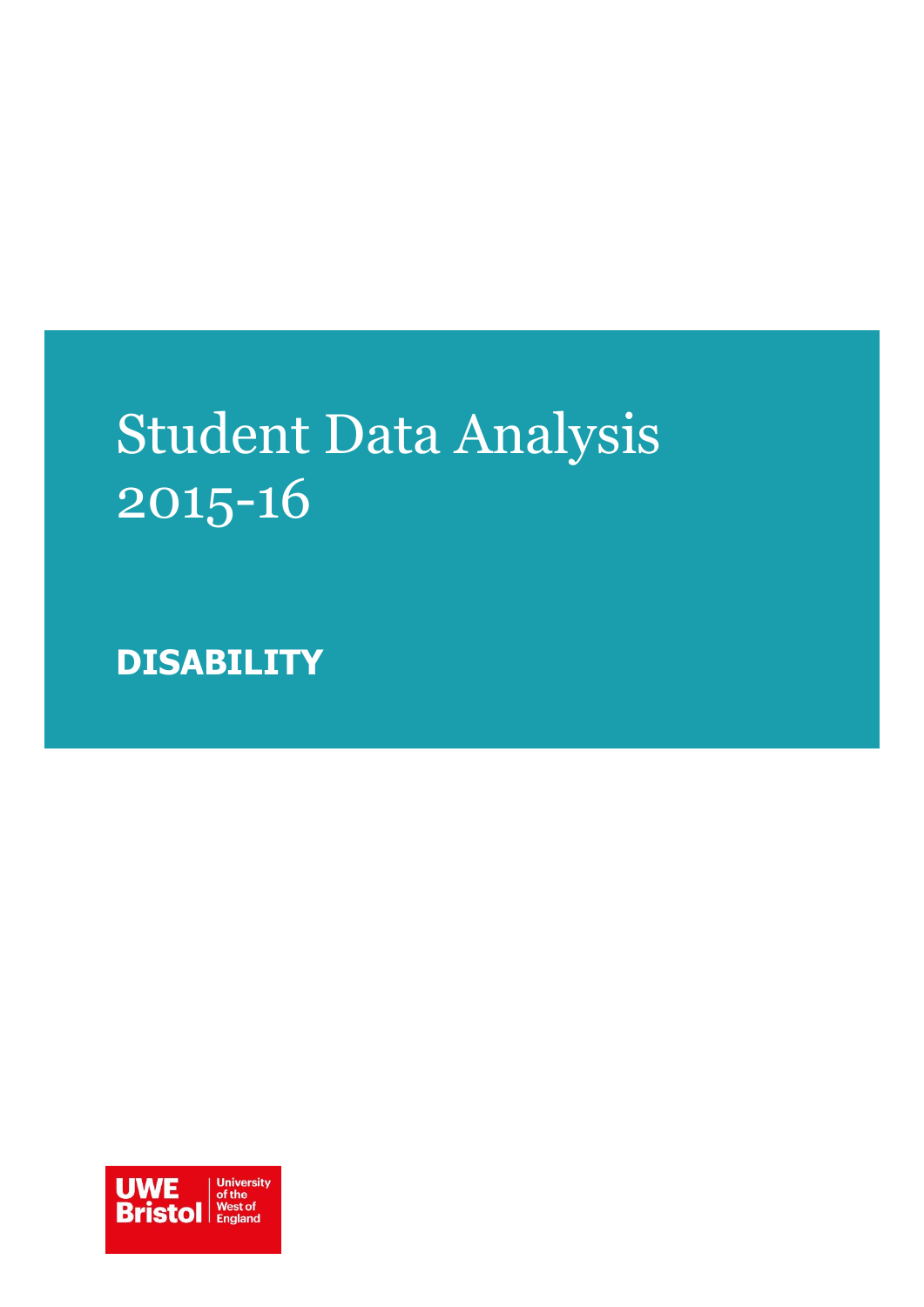# Student Data Analysis 2015-16

## DISABILITY

UWE Bristol | University of the West of England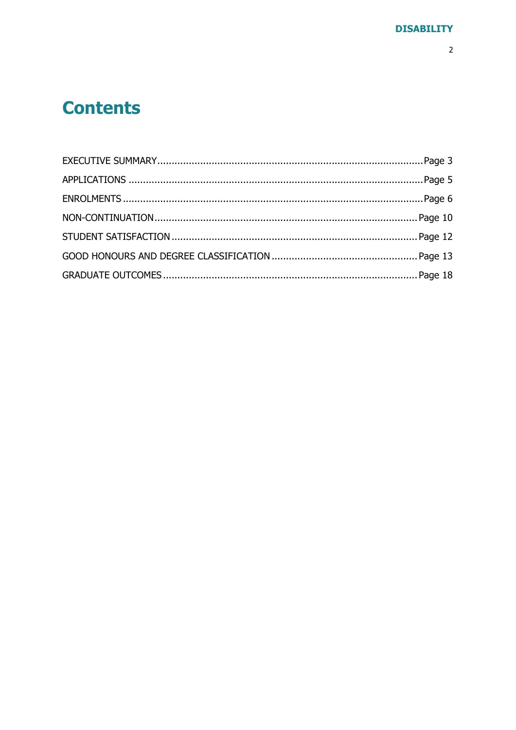# Contents

| | |
|---|---|
| EXECUTIVE SUMMARY | Page 3 |
| APPLICATIONS | Page 5 |
| ENROLMENTS | Page 6 |
| NON-CONTINUATION | Page 10 |
| STUDENT SATISFACTION | Page 12 |
| GOOD HONOURS AND DEGREE CLASSIFICATION | Page 13 |
| GRADUATE OUTCOMES | Page 18 |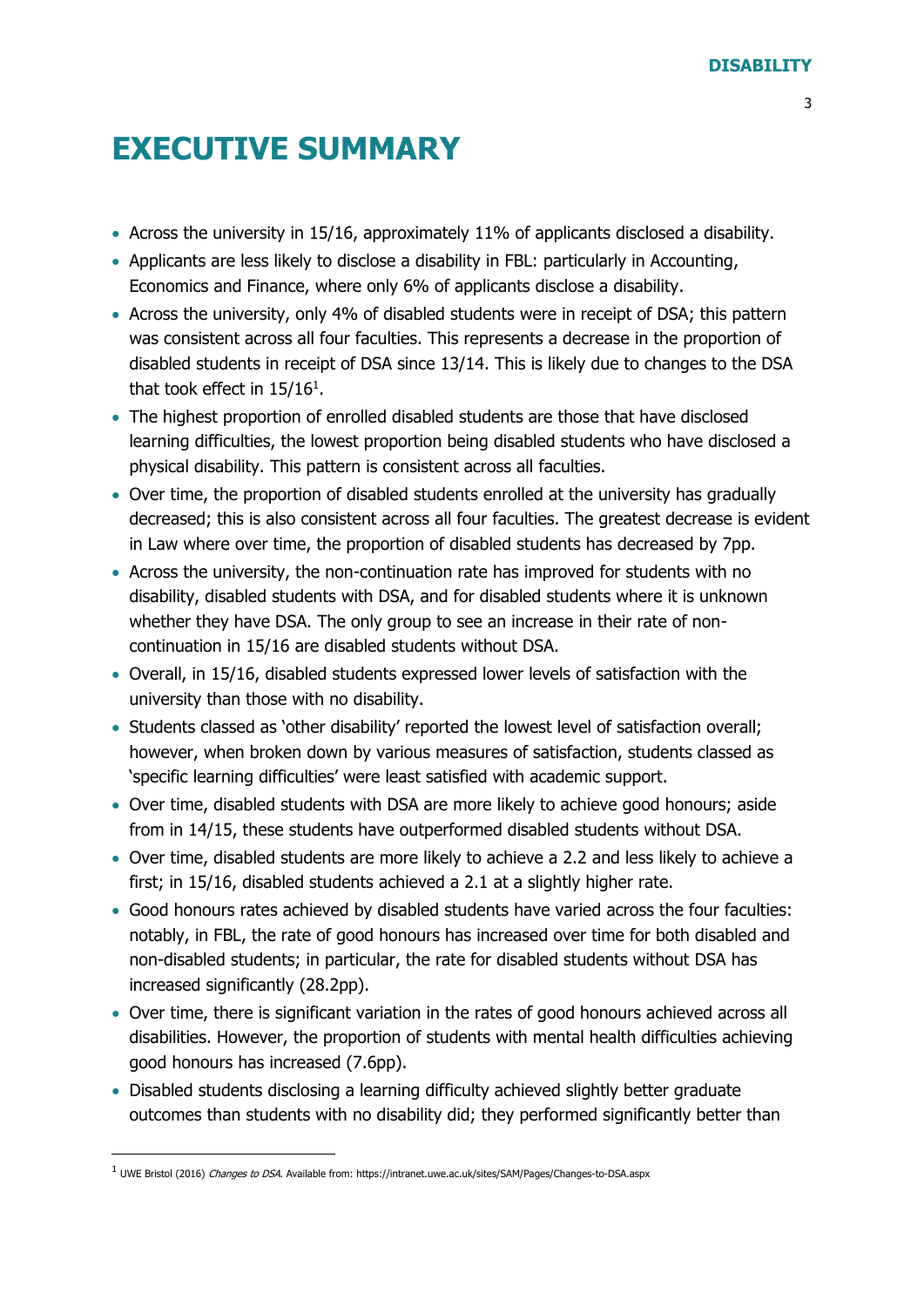# EXECUTIVE SUMMARY

- Across the university in 15/16, approximately 11% of applicants disclosed a disability.
- Applicants are less likely to disclose a disability in FBL: particularly in Accounting, Economics and Finance, where only 6% of applicants disclose a disability.
- Across the university, only 4% of disabled students were in receipt of DSA; this pattern was consistent across all four faculties. This represents a decrease in the proportion of disabled students in receipt of DSA since 13/14. This is likely due to changes to the DSA that took effect in 15/16[1].
- The highest proportion of enrolled disabled students are those that have disclosed learning difficulties, the lowest proportion being disabled students who have disclosed a physical disability. This pattern is consistent across all faculties.
- Over time, the proportion of disabled students enrolled at the university has gradually decreased; this is also consistent across all four faculties. The greatest decrease is evident in Law where over time, the proportion of disabled students has decreased by 7pp.
- Across the university, the non-continuation rate has improved for students with no disability, disabled students with DSA, and for disabled students where it is unknown whether they have DSA. The only group to see an increase in their rate of non-continuation in 15/16 are disabled students without DSA.
- Overall, in 15/16, disabled students expressed lower levels of satisfaction with the university than those with no disability.
- Students classed as 'other disability' reported the lowest level of satisfaction overall; however, when broken down by various measures of satisfaction, students classed as 'specific learning difficulties' were least satisfied with academic support.
- Over time, disabled students with DSA are more likely to achieve good honours; aside from in 14/15, these students have outperformed disabled students without DSA.
- Over time, disabled students are more likely to achieve a 2.2 and less likely to achieve a first; in 15/16, disabled students achieved a 2.1 at a slightly higher rate.
- Good honours rates achieved by disabled students have varied across the four faculties: notably, in FBL, the rate of good honours has increased over time for both disabled and non-disabled students; in particular, the rate for disabled students without DSA has increased significantly (28.2pp).
- Over time, there is significant variation in the rates of good honours achieved across all disabilities. However, the proportion of students with mental health difficulties achieving good honours has increased (7.6pp).
- Disabled students disclosing a learning difficulty achieved slightly better graduate outcomes than students with no disability did; they performed significantly better than

[1] UWE Bristol (2016) *Changes to DSA*. Available from: https://intranet.uwe.ac.uk/sites/SAM/Pages/Changes-to-DSA.aspx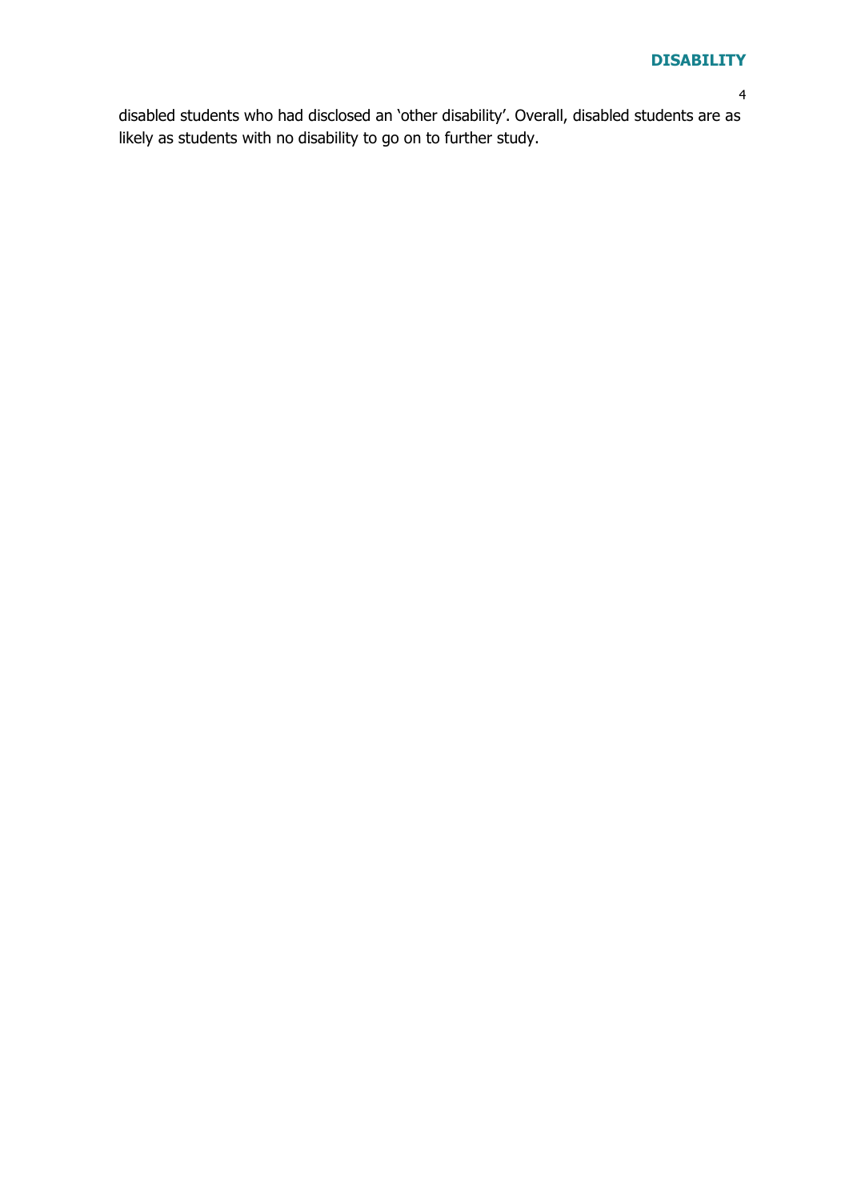disabled students who had disclosed an 'other disability'. Overall, disabled students are as likely as students with no disability to go on to further study.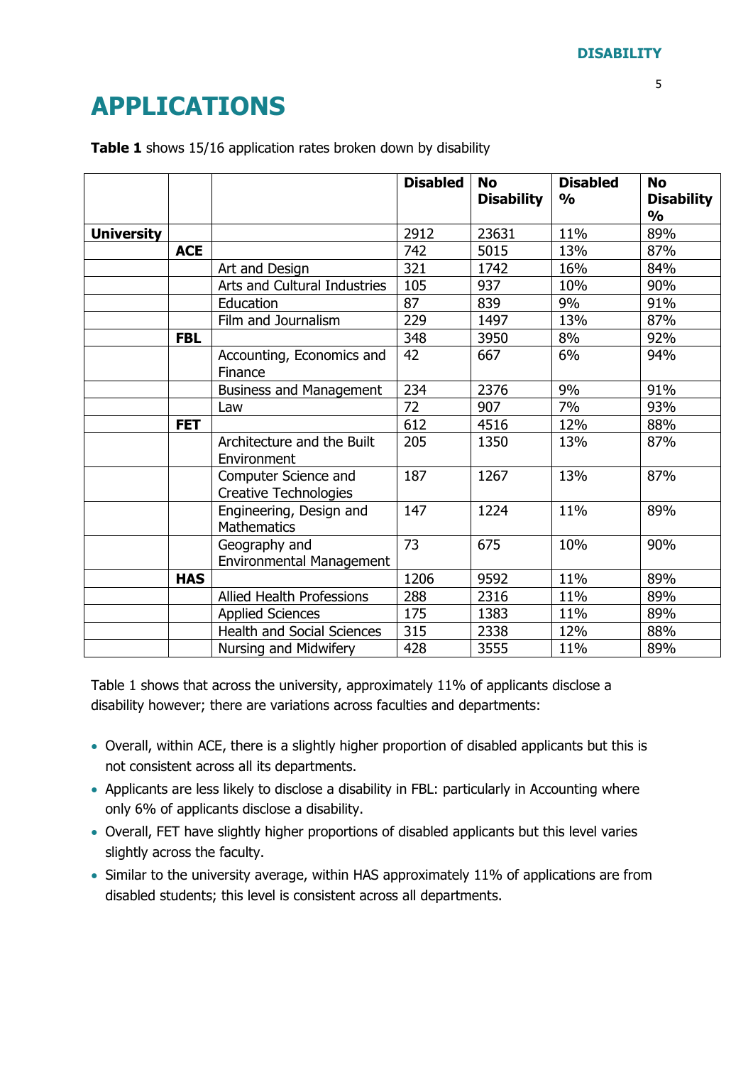# APPLICATIONS

**Table 1** shows 15/16 application rates broken down by disability

| | | | Disabled | No Disability | Disabled % | No Disability % |
|---|---|---|---|---|---|---|
| **University** | | | 2912 | 23631 | 11% | 89% |
| | **ACE** | | 742 | 5015 | 13% | 87% |
| | | Art and Design | 321 | 1742 | 16% | 84% |
| | | Arts and Cultural Industries | 105 | 937 | 10% | 90% |
| | | Education | 87 | 839 | 9% | 91% |
| | | Film and Journalism | 229 | 1497 | 13% | 87% |
| | **FBL** | | 348 | 3950 | 8% | 92% |
| | | Accounting, Economics and Finance | 42 | 667 | 6% | 94% |
| | | Business and Management | 234 | 2376 | 9% | 91% |
| | | Law | 72 | 907 | 7% | 93% |
| | **FET** | | 612 | 4516 | 12% | 88% |
| | | Architecture and the Built Environment | 205 | 1350 | 13% | 87% |
| | | Computer Science and Creative Technologies | 187 | 1267 | 13% | 87% |
| | | Engineering, Design and Mathematics | 147 | 1224 | 11% | 89% |
| | | Geography and Environmental Management | 73 | 675 | 10% | 90% |
| | **HAS** | | 1206 | 9592 | 11% | 89% |
| | | Allied Health Professions | 288 | 2316 | 11% | 89% |
| | | Applied Sciences | 175 | 1383 | 11% | 89% |
| | | Health and Social Sciences | 315 | 2338 | 12% | 88% |
| | | Nursing and Midwifery | 428 | 3555 | 11% | 89% |

Table 1 shows that across the university, approximately 11% of applicants disclose a disability however; there are variations across faculties and departments:

- Overall, within ACE, there is a slightly higher proportion of disabled applicants but this is not consistent across all its departments.
- Applicants are less likely to disclose a disability in FBL: particularly in Accounting where only 6% of applicants disclose a disability.
- Overall, FET have slightly higher proportions of disabled applicants but this level varies slightly across the faculty.
- Similar to the university average, within HAS approximately 11% of applications are from disabled students; this level is consistent across all departments.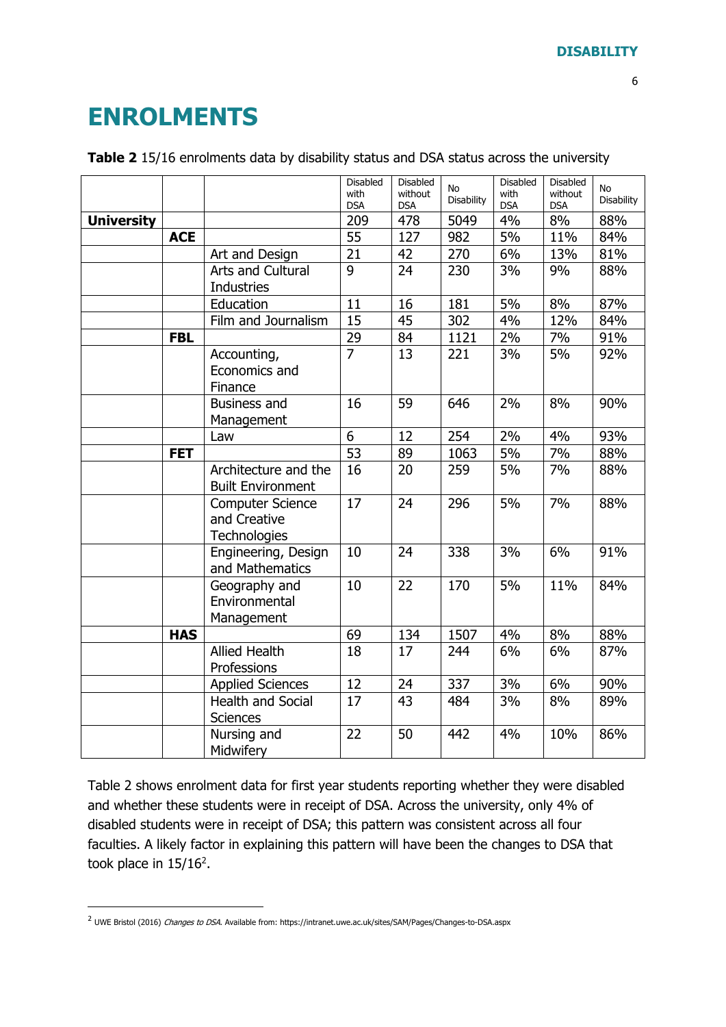# ENROLMENTS

**Table 2** 15/16 enrolments data by disability status and DSA status across the university

| | | | Disabled with DSA | Disabled without DSA | No Disability | Disabled with DSA | Disabled without DSA | No Disability |
|---|---|---|---|---|---|---|---|---|
| **University** | | | 209 | 478 | 5049 | 4% | 8% | 88% |
| | **ACE** | | 55 | 127 | 982 | 5% | 11% | 84% |
| | | Art and Design | 21 | 42 | 270 | 6% | 13% | 81% |
| | | Arts and Cultural Industries | 9 | 24 | 230 | 3% | 9% | 88% |
| | | Education | 11 | 16 | 181 | 5% | 8% | 87% |
| | | Film and Journalism | 15 | 45 | 302 | 4% | 12% | 84% |
| | **FBL** | | 29 | 84 | 1121 | 2% | 7% | 91% |
| | | Accounting, Economics and Finance | 7 | 13 | 221 | 3% | 5% | 92% |
| | | Business and Management | 16 | 59 | 646 | 2% | 8% | 90% |
| | | Law | 6 | 12 | 254 | 2% | 4% | 93% |
| | **FET** | | 53 | 89 | 1063 | 5% | 7% | 88% |
| | | Architecture and the Built Environment | 16 | 20 | 259 | 5% | 7% | 88% |
| | | Computer Science and Creative Technologies | 17 | 24 | 296 | 5% | 7% | 88% |
| | | Engineering, Design and Mathematics | 10 | 24 | 338 | 3% | 6% | 91% |
| | | Geography and Environmental Management | 10 | 22 | 170 | 5% | 11% | 84% |
| | **HAS** | | 69 | 134 | 1507 | 4% | 8% | 88% |
| | | Allied Health Professions | 18 | 17 | 244 | 6% | 6% | 87% |
| | | Applied Sciences | 12 | 24 | 337 | 3% | 6% | 90% |
| | | Health and Social Sciences | 17 | 43 | 484 | 3% | 8% | 89% |
| | | Nursing and Midwifery | 22 | 50 | 442 | 4% | 10% | 86% |

Table 2 shows enrolment data for first year students reporting whether they were disabled and whether these students were in receipt of DSA. Across the university, only 4% of disabled students were in receipt of DSA; this pattern was consistent across all four faculties. A likely factor in explaining this pattern will have been the changes to DSA that took place in 15/16[2].

[2] UWE Bristol (2016) *Changes to DSA.* Available from: https://intranet.uwe.ac.uk/sites/SAM/Pages/Changes-to-DSA.aspx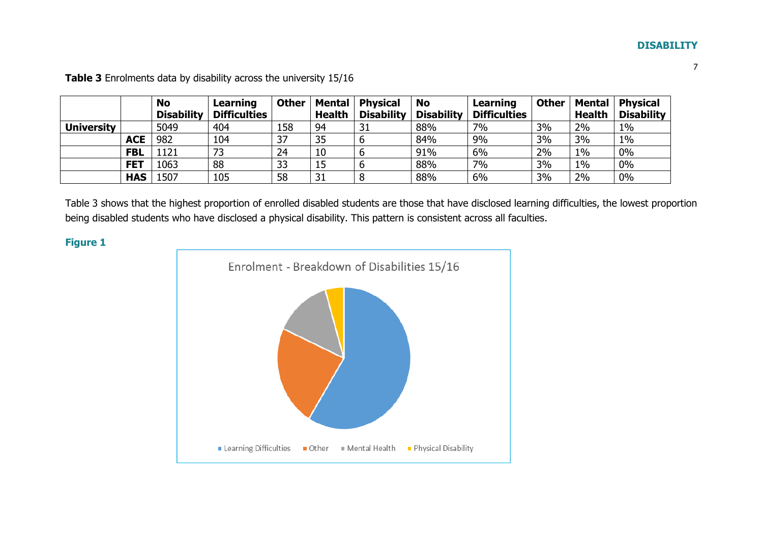**Table 3** Enrolments data by disability across the university 15/16

| | | No Disability | Learning Difficulties | Other | Mental Health | Physical Disability | No Disability | Learning Difficulties | Other | Mental Health | Physical Disability |
|---|---|---|---|---|---|---|---|---|---|---|---|
| **University** | | 5049 | 404 | 158 | 94 | 31 | 88% | 7% | 3% | 2% | 1% |
| | **ACE** | 982 | 104 | 37 | 35 | 6 | 84% | 9% | 3% | 3% | 1% |
| | **FBL** | 1121 | 73 | 24 | 10 | 6 | 91% | 6% | 2% | 1% | 0% |
| | **FET** | 1063 | 88 | 33 | 15 | 6 | 88% | 7% | 3% | 1% | 0% |
| | **HAS** | 1507 | 105 | 58 | 31 | 8 | 88% | 6% | 3% | 2% | 0% |

Table 3 shows that the highest proportion of enrolled disabled students are those that have disclosed learning difficulties, the lowest proportion being disabled students who have disclosed a physical disability. This pattern is consistent across all faculties.

**Figure 1**

Enrolment - Breakdown of Disabilities 15/16

Learning Difficulties | Other | Mental Health | Physical Disability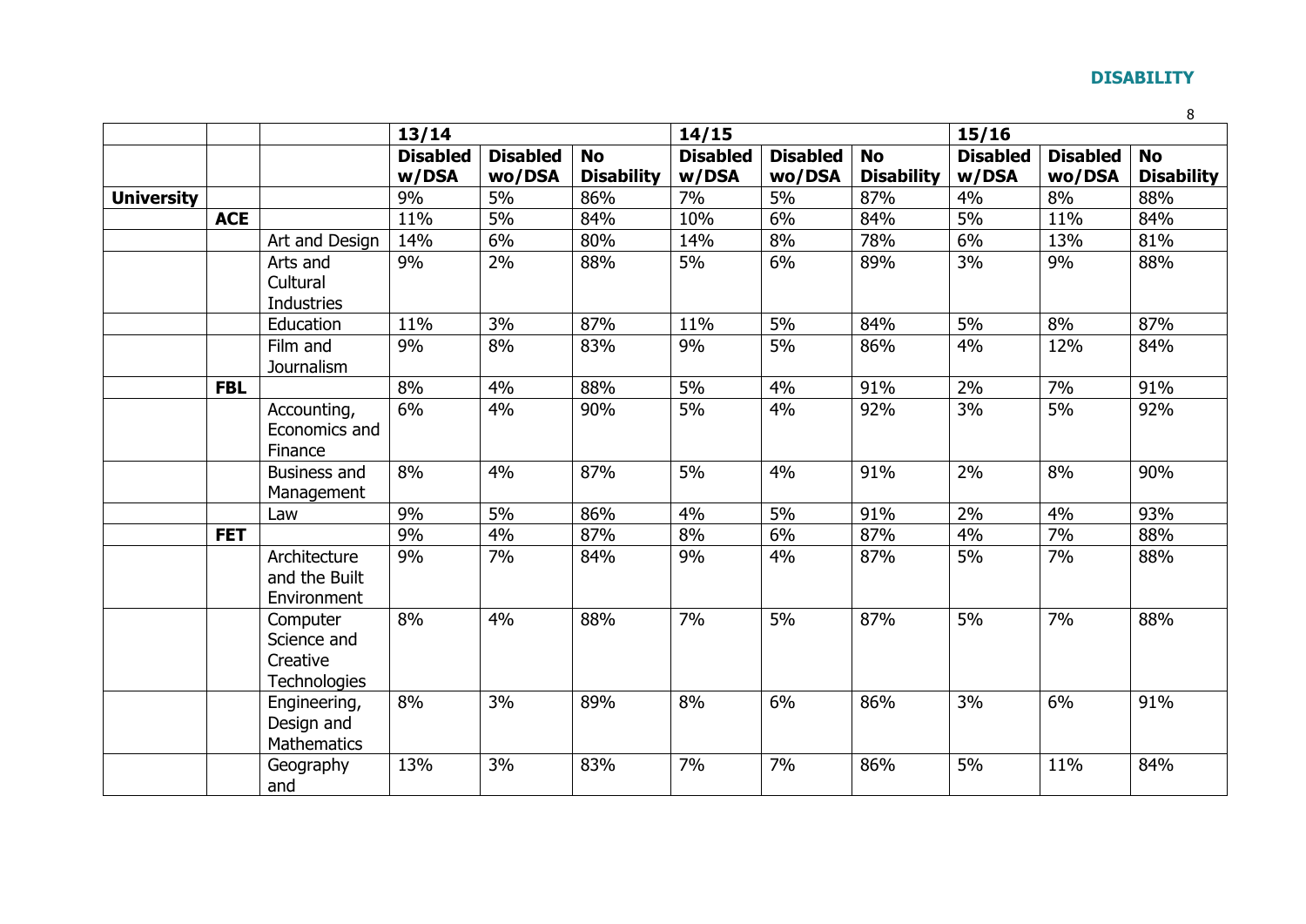| | | | 13/14 | | | 14/15 | | | 15/16 | | |
|---|---|---|---|---|---|---|---|---|---|---|---|
| | | | **Disabled w/DSA** | **Disabled wo/DSA** | **No Disability** | **Disabled w/DSA** | **Disabled wo/DSA** | **No Disability** | **Disabled w/DSA** | **Disabled wo/DSA** | **No Disability** |
| **University** | | | 9% | 5% | 86% | 7% | 5% | 87% | 4% | 8% | 88% |
| | **ACE** | | 11% | 5% | 84% | 10% | 6% | 84% | 5% | 11% | 84% |
| | | Art and Design | 14% | 6% | 80% | 14% | 8% | 78% | 6% | 13% | 81% |
| | | Arts and Cultural Industries | 9% | 2% | 88% | 5% | 6% | 89% | 3% | 9% | 88% |
| | | Education | 11% | 3% | 87% | 11% | 5% | 84% | 5% | 8% | 87% |
| | | Film and Journalism | 9% | 8% | 83% | 9% | 5% | 86% | 4% | 12% | 84% |
| | **FBL** | | 8% | 4% | 88% | 5% | 4% | 91% | 2% | 7% | 91% |
| | | Accounting, Economics and Finance | 6% | 4% | 90% | 5% | 4% | 92% | 3% | 5% | 92% |
| | | Business and Management | 8% | 4% | 87% | 5% | 4% | 91% | 2% | 8% | 90% |
| | | Law | 9% | 5% | 86% | 4% | 5% | 91% | 2% | 4% | 93% |
| | **FET** | | 9% | 4% | 87% | 8% | 6% | 87% | 4% | 7% | 88% |
| | | Architecture and the Built Environment | 9% | 7% | 84% | 9% | 4% | 87% | 5% | 7% | 88% |
| | | Computer Science and Creative Technologies | 8% | 4% | 88% | 7% | 5% | 87% | 5% | 7% | 88% |
| | | Engineering, Design and Mathematics | 8% | 3% | 89% | 8% | 6% | 86% | 3% | 6% | 91% |
| | | Geography and | 13% | 3% | 83% | 7% | 7% | 86% | 5% | 11% | 84% |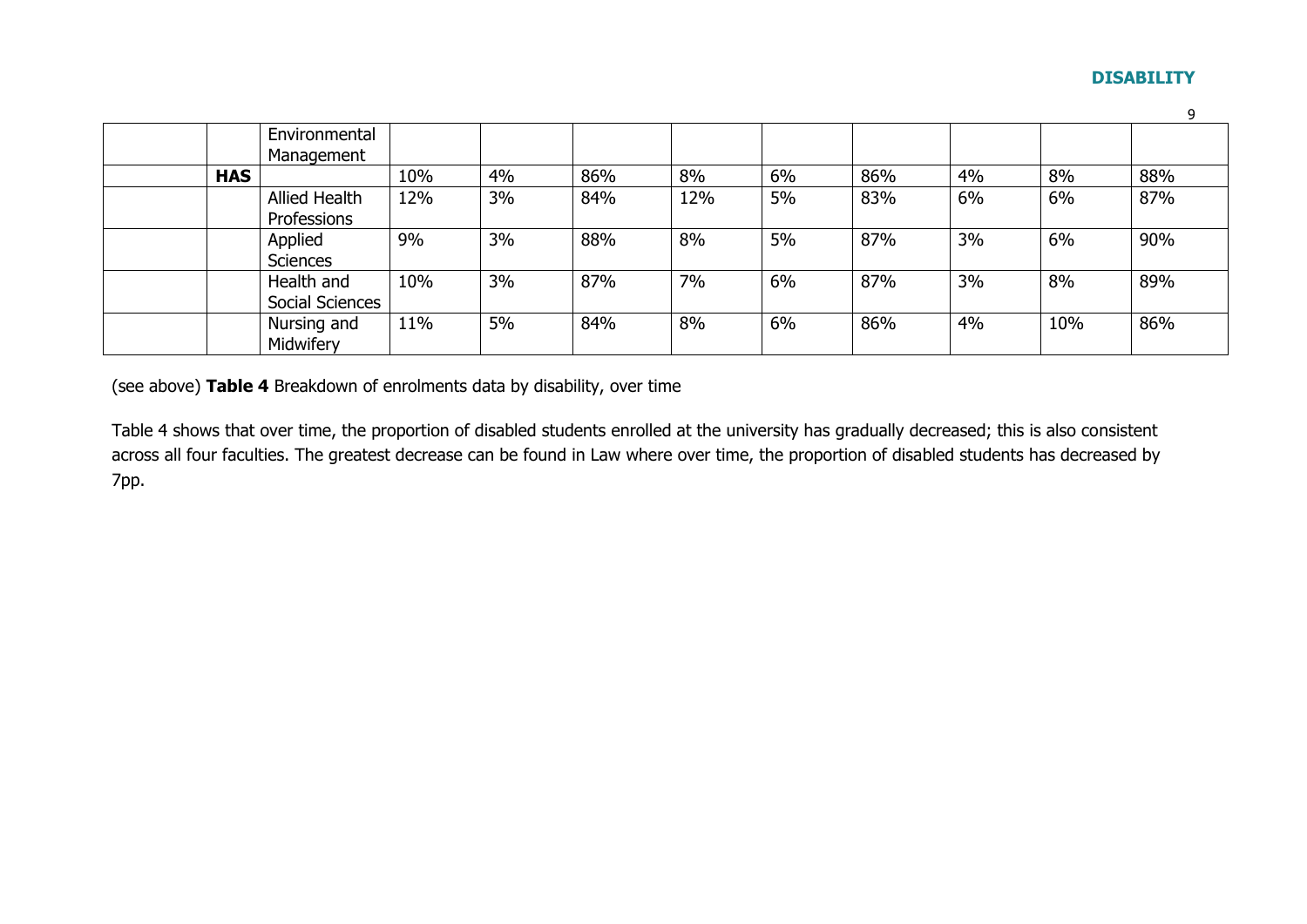| | | | | | | | | | | |
|---|---|---|---|---|---|---|---|---|---|---|
| | | Environmental Management | | | | | | | | |
| | **HAS** | | 10% | 4% | 86% | 8% | 6% | 86% | 4% | 8% | 88% |
| | | Allied Health Professions | 12% | 3% | 84% | 12% | 5% | 83% | 6% | 6% | 87% |
| | | Applied Sciences | 9% | 3% | 88% | 8% | 5% | 87% | 3% | 6% | 90% |
| | | Health and Social Sciences | 10% | 3% | 87% | 7% | 6% | 87% | 3% | 8% | 89% |
| | | Nursing and Midwifery | 11% | 5% | 84% | 8% | 6% | 86% | 4% | 10% | 86% |

(see above) **Table 4** Breakdown of enrolments data by disability, over time

Table 4 shows that over time, the proportion of disabled students enrolled at the university has gradually decreased; this is also consistent across all four faculties. The greatest decrease can be found in Law where over time, the proportion of disabled students has decreased by 7pp.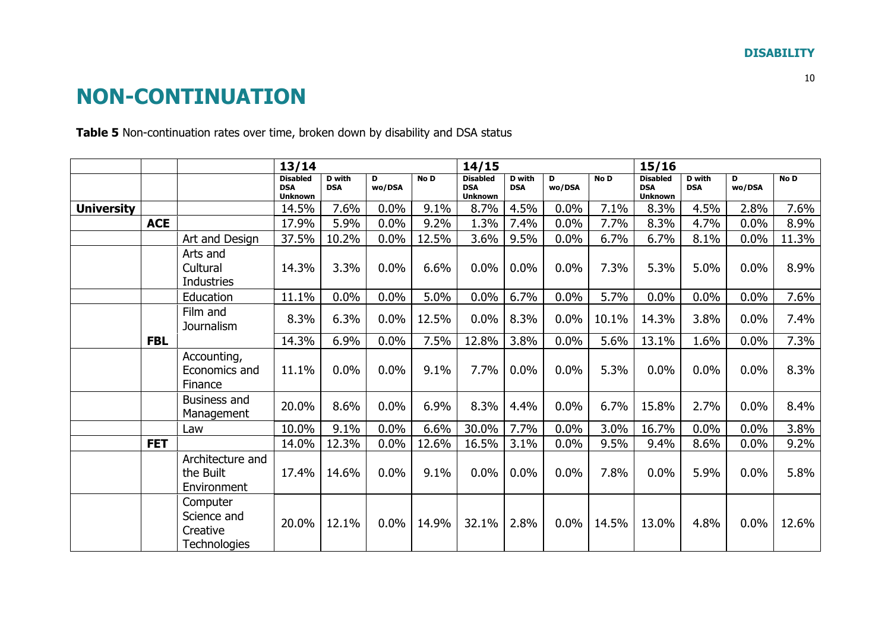# NON-CONTINUATION

**Table 5** Non-continuation rates over time, broken down by disability and DSA status

| | | | 13/14 | | | | 14/15 | | | | 15/16 | | | |
|---|---|---|---|---|---|---|---|---|---|---|---|---|---|---|
| | | | Disabled DSA Unknown | D with DSA | D wo/DSA | No D | Disabled DSA Unknown | D with DSA | D wo/DSA | No D | Disabled DSA Unknown | D with DSA | D wo/DSA | No D |
| **University** | | | 14.5% | 7.6% | 0.0% | 9.1% | 8.7% | 4.5% | 0.0% | 7.1% | 8.3% | 4.5% | 2.8% | 7.6% |
| | **ACE** | | 17.9% | 5.9% | 0.0% | 9.2% | 1.3% | 7.4% | 0.0% | 7.7% | 8.3% | 4.7% | 0.0% | 8.9% |
| | | Art and Design | 37.5% | 10.2% | 0.0% | 12.5% | 3.6% | 9.5% | 0.0% | 6.7% | 6.7% | 8.1% | 0.0% | 11.3% |
| | | Arts and Cultural Industries | 14.3% | 3.3% | 0.0% | 6.6% | 0.0% | 0.0% | 0.0% | 7.3% | 5.3% | 5.0% | 0.0% | 8.9% |
| | | Education | 11.1% | 0.0% | 0.0% | 5.0% | 0.0% | 6.7% | 0.0% | 5.7% | 0.0% | 0.0% | 0.0% | 7.6% |
| | | Film and Journalism | 8.3% | 6.3% | 0.0% | 12.5% | 0.0% | 8.3% | 0.0% | 10.1% | 14.3% | 3.8% | 0.0% | 7.4% |
| | **FBL** | | 14.3% | 6.9% | 0.0% | 7.5% | 12.8% | 3.8% | 0.0% | 5.6% | 13.1% | 1.6% | 0.0% | 7.3% |
| | | Accounting, Economics and Finance | 11.1% | 0.0% | 0.0% | 9.1% | 7.7% | 0.0% | 0.0% | 5.3% | 0.0% | 0.0% | 0.0% | 8.3% |
| | | Business and Management | 20.0% | 8.6% | 0.0% | 6.9% | 8.3% | 4.4% | 0.0% | 6.7% | 15.8% | 2.7% | 0.0% | 8.4% |
| | | Law | 10.0% | 9.1% | 0.0% | 6.6% | 30.0% | 7.7% | 0.0% | 3.0% | 16.7% | 0.0% | 0.0% | 3.8% |
| | **FET** | | 14.0% | 12.3% | 0.0% | 12.6% | 16.5% | 3.1% | 0.0% | 9.5% | 9.4% | 8.6% | 0.0% | 9.2% |
| | | Architecture and the Built Environment | 17.4% | 14.6% | 0.0% | 9.1% | 0.0% | 0.0% | 0.0% | 7.8% | 0.0% | 5.9% | 0.0% | 5.8% |
| | | Computer Science and Creative Technologies | 20.0% | 12.1% | 0.0% | 14.9% | 32.1% | 2.8% | 0.0% | 14.5% | 13.0% | 4.8% | 0.0% | 12.6% |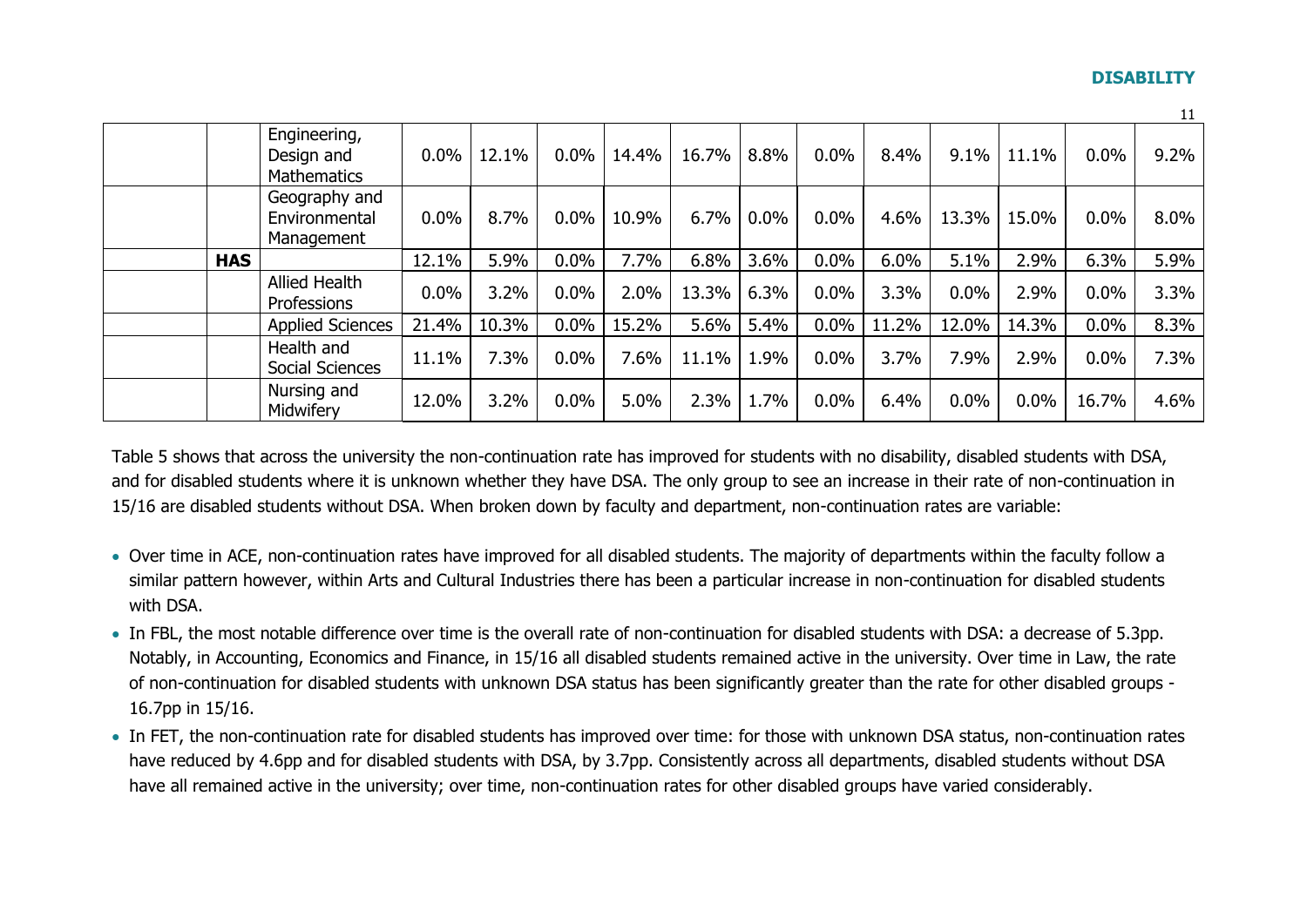| | | | | | | | | | | | | | |
|---|---|---|---|---|---|---|---|---|---|---|---|---|---|
| | | Engineering, Design and Mathematics | 0.0% | 12.1% | 0.0% | 14.4% | 16.7% | 8.8% | 0.0% | 8.4% | 9.1% | 11.1% | 0.0% | 9.2% |
| | | Geography and Environmental Management | 0.0% | 8.7% | 0.0% | 10.9% | 6.7% | 0.0% | 0.0% | 4.6% | 13.3% | 15.0% | 0.0% | 8.0% |
| | **HAS** | | 12.1% | 5.9% | 0.0% | 7.7% | 6.8% | 3.6% | 0.0% | 6.0% | 5.1% | 2.9% | 6.3% | 5.9% |
| | | Allied Health Professions | 0.0% | 3.2% | 0.0% | 2.0% | 13.3% | 6.3% | 0.0% | 3.3% | 0.0% | 2.9% | 0.0% | 3.3% |
| | | Applied Sciences | 21.4% | 10.3% | 0.0% | 15.2% | 5.6% | 5.4% | 0.0% | 11.2% | 12.0% | 14.3% | 0.0% | 8.3% |
| | | Health and Social Sciences | 11.1% | 7.3% | 0.0% | 7.6% | 11.1% | 1.9% | 0.0% | 3.7% | 7.9% | 2.9% | 0.0% | 7.3% |
| | | Nursing and Midwifery | 12.0% | 3.2% | 0.0% | 5.0% | 2.3% | 1.7% | 0.0% | 6.4% | 0.0% | 0.0% | 16.7% | 4.6% |

Table 5 shows that across the university the non-continuation rate has improved for students with no disability, disabled students with DSA, and for disabled students where it is unknown whether they have DSA. The only group to see an increase in their rate of non-continuation in 15/16 are disabled students without DSA. When broken down by faculty and department, non-continuation rates are variable:

- Over time in ACE, non-continuation rates have improved for all disabled students. The majority of departments within the faculty follow a similar pattern however, within Arts and Cultural Industries there has been a particular increase in non-continuation for disabled students with DSA.
- In FBL, the most notable difference over time is the overall rate of non-continuation for disabled students with DSA: a decrease of 5.3pp. Notably, in Accounting, Economics and Finance, in 15/16 all disabled students remained active in the university. Over time in Law, the rate of non-continuation for disabled students with unknown DSA status has been significantly greater than the rate for other disabled groups - 16.7pp in 15/16.
- In FET, the non-continuation rate for disabled students has improved over time: for those with unknown DSA status, non-continuation rates have reduced by 4.6pp and for disabled students with DSA, by 3.7pp. Consistently across all departments, disabled students without DSA have all remained active in the university; over time, non-continuation rates for other disabled groups have varied considerably.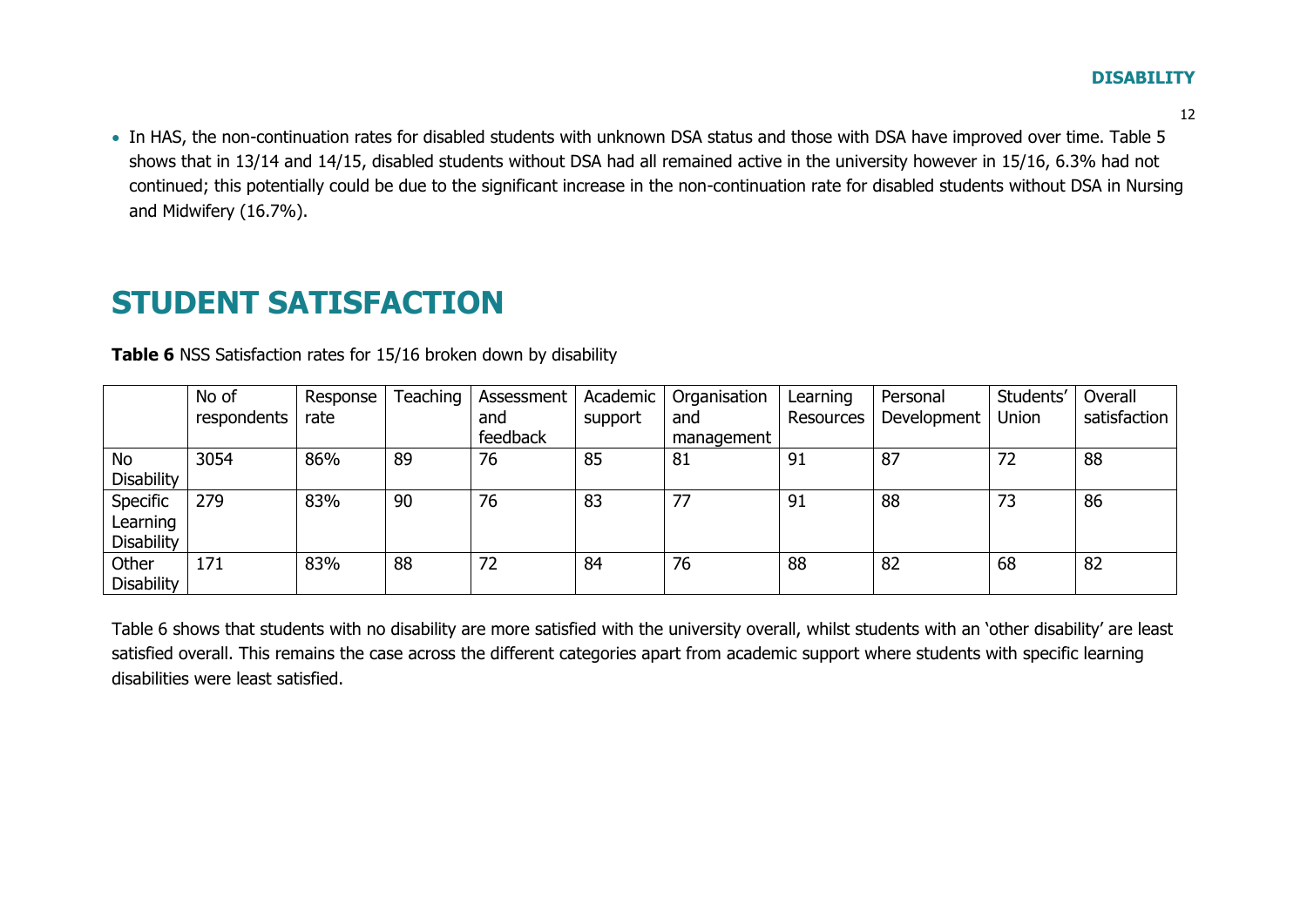- In HAS, the non-continuation rates for disabled students with unknown DSA status and those with DSA have improved over time. Table 5 shows that in 13/14 and 14/15, disabled students without DSA had all remained active in the university however in 15/16, 6.3% had not continued; this potentially could be due to the significant increase in the non-continuation rate for disabled students without DSA in Nursing and Midwifery (16.7%).

# STUDENT SATISFACTION

**Table 6** NSS Satisfaction rates for 15/16 broken down by disability

| | No of respondents | Response rate | Teaching | Assessment and feedback | Academic support | Organisation and management | Learning Resources | Personal Development | Students' Union | Overall satisfaction |
|---|---|---|---|---|---|---|---|---|---|---|
| No Disability | 3054 | 86% | 89 | 76 | 85 | 81 | 91 | 87 | 72 | 88 |
| Specific Learning Disability | 279 | 83% | 90 | 76 | 83 | 77 | 91 | 88 | 73 | 86 |
| Other Disability | 171 | 83% | 88 | 72 | 84 | 76 | 88 | 82 | 68 | 82 |

Table 6 shows that students with no disability are more satisfied with the university overall, whilst students with an 'other disability' are least satisfied overall. This remains the case across the different categories apart from academic support where students with specific learning disabilities were least satisfied.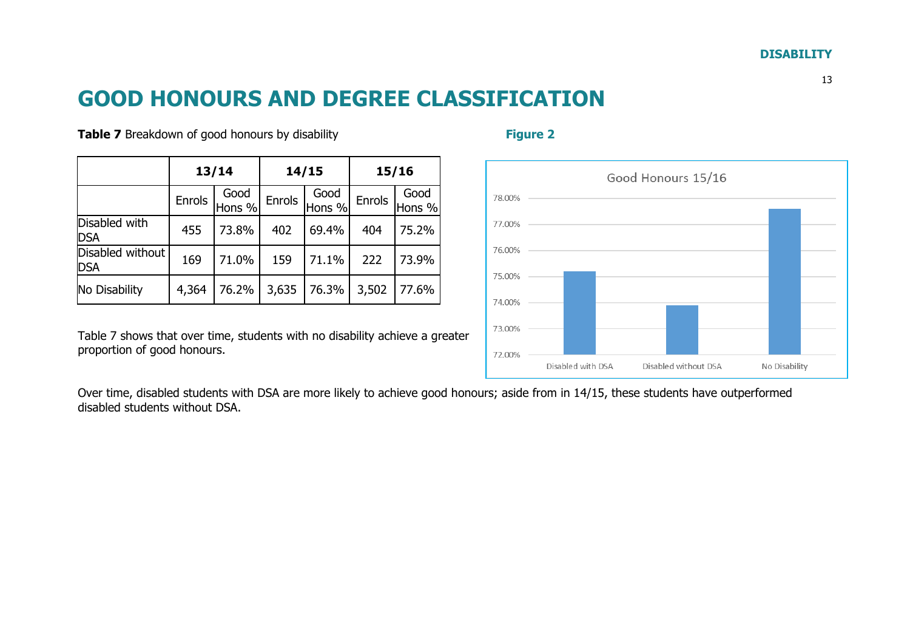# GOOD HONOURS AND DEGREE CLASSIFICATION

**Table 7** Breakdown of good honours by disability

| | 13/14 | | 14/15 | | 15/16 | |
|---|---|---|---|---|---|---|
| | Enrols | Good Hons % | Enrols | Good Hons % | Enrols | Good Hons % |
| Disabled with DSA | 455 | 73.8% | 402 | 69.4% | 404 | 75.2% |
| Disabled without DSA | 169 | 71.0% | 159 | 71.1% | 222 | 73.9% |
| No Disability | 4,364 | 76.2% | 3,635 | 76.3% | 3,502 | 77.6% |

Table 7 shows that over time, students with no disability achieve a greater proportion of good honours.

**Figure 2**

Good Honours 15/16

Over time, disabled students with DSA are more likely to achieve good honours; aside from in 14/15, these students have outperformed disabled students without DSA.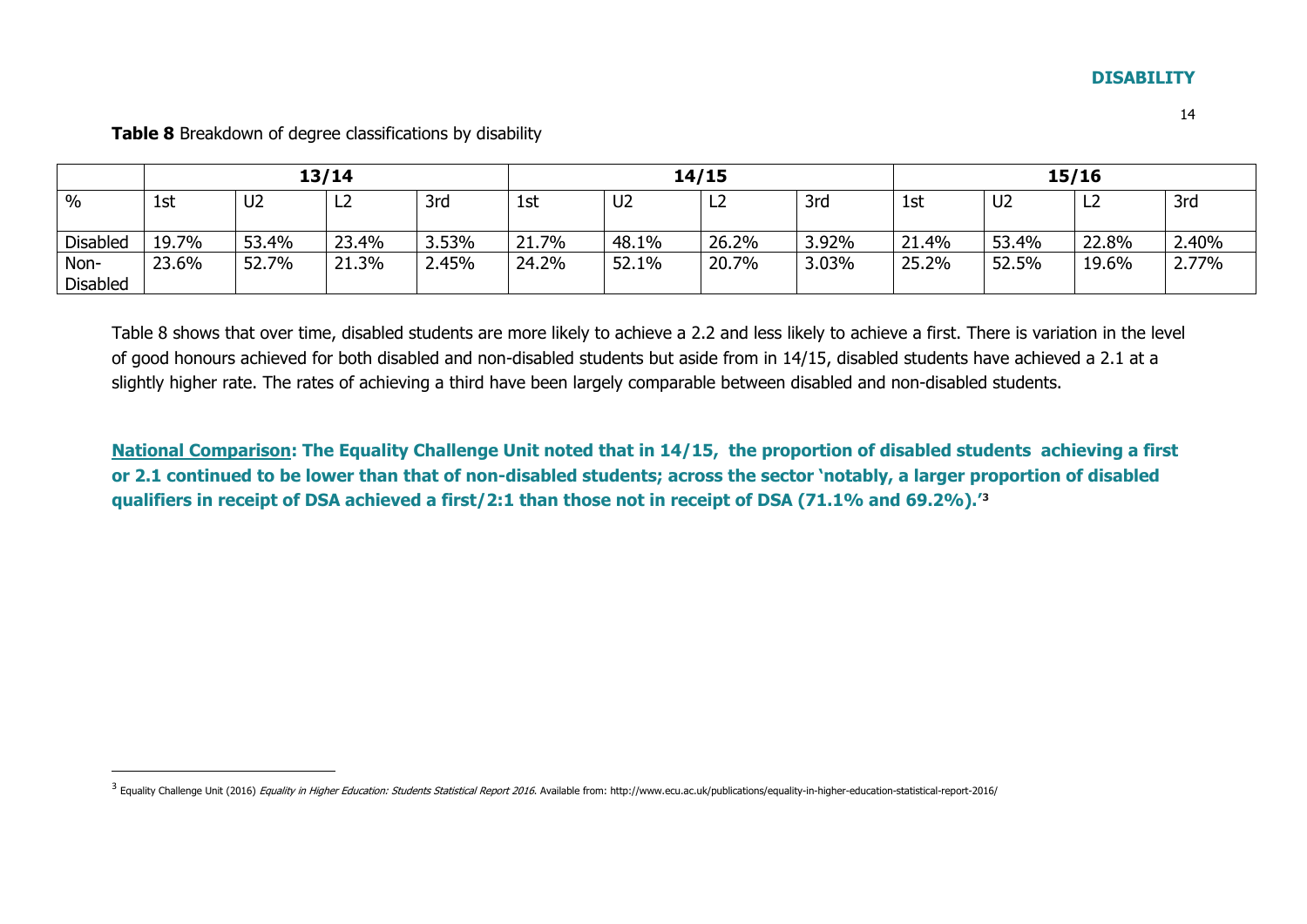## DISABILITY

**Table 8** Breakdown of degree classifications by disability

| % | 13/14 | | | | 14/15 | | | | 15/16 | | | |
|---|---|---|---|---|---|---|---|---|---|---|---|---|
| | 1st | U2 | L2 | 3rd | 1st | U2 | L2 | 3rd | 1st | U2 | L2 | 3rd |
| Disabled | 19.7% | 53.4% | 23.4% | 3.53% | 21.7% | 48.1% | 26.2% | 3.92% | 21.4% | 53.4% | 22.8% | 2.40% |
| Non-Disabled | 23.6% | 52.7% | 21.3% | 2.45% | 24.2% | 52.1% | 20.7% | 3.03% | 25.2% | 52.5% | 19.6% | 2.77% |

Table 8 shows that over time, disabled students are more likely to achieve a 2.2 and less likely to achieve a first. There is variation in the level of good honours achieved for both disabled and non-disabled students but aside from in 14/15, disabled students have achieved a 2.1 at a slightly higher rate. The rates of achieving a third have been largely comparable between disabled and non-disabled students.

**National Comparison: The Equality Challenge Unit noted that in 14/15, the proportion of disabled students achieving a first or 2.1 continued to be lower than that of non-disabled students; across the sector 'notably, a larger proportion of disabled qualifiers in receipt of DSA achieved a first/2:1 than those not in receipt of DSA (71.1% and 69.2%).'[3]**

[3] Equality Challenge Unit (2016) *Equality in Higher Education: Students Statistical Report 2016*. Available from: http://www.ecu.ac.uk/publications/equality-in-higher-education-statistical-report-2016/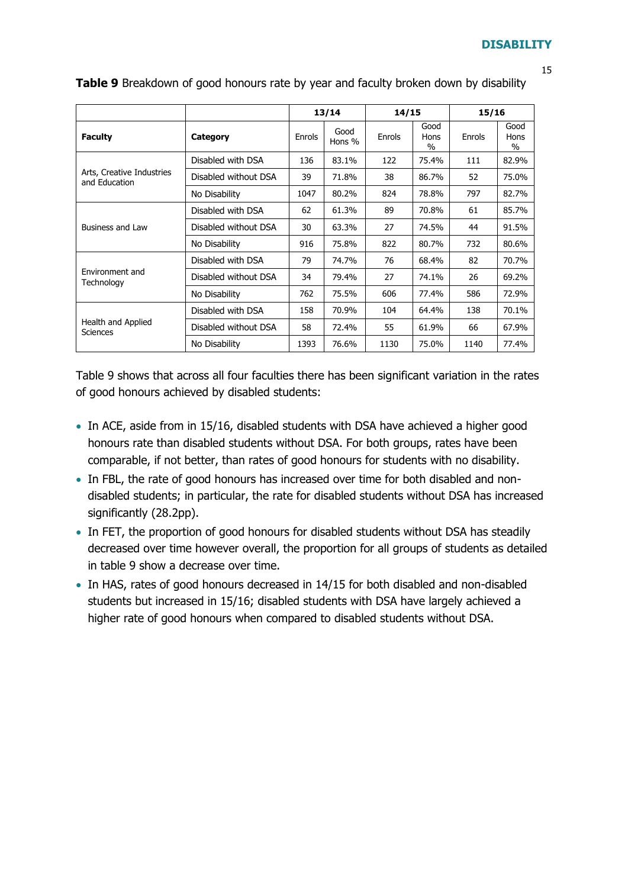**Table 9** Breakdown of good honours rate by year and faculty broken down by disability

| | | 13/14 | | 14/15 | | 15/16 | |
|---|---|---|---|---|---|---|---|
| **Faculty** | **Category** | Enrols | Good Hons % | Enrols | Good Hons % | Enrols | Good Hons % |
| Arts, Creative Industries and Education | Disabled with DSA | 136 | 83.1% | 122 | 75.4% | 111 | 82.9% |
| | Disabled without DSA | 39 | 71.8% | 38 | 86.7% | 52 | 75.0% |
| | No Disability | 1047 | 80.2% | 824 | 78.8% | 797 | 82.7% |
| Business and Law | Disabled with DSA | 62 | 61.3% | 89 | 70.8% | 61 | 85.7% |
| | Disabled without DSA | 30 | 63.3% | 27 | 74.5% | 44 | 91.5% |
| | No Disability | 916 | 75.8% | 822 | 80.7% | 732 | 80.6% |
| Environment and Technology | Disabled with DSA | 79 | 74.7% | 76 | 68.4% | 82 | 70.7% |
| | Disabled without DSA | 34 | 79.4% | 27 | 74.1% | 26 | 69.2% |
| | No Disability | 762 | 75.5% | 606 | 77.4% | 586 | 72.9% |
| Health and Applied Sciences | Disabled with DSA | 158 | 70.9% | 104 | 64.4% | 138 | 70.1% |
| | Disabled without DSA | 58 | 72.4% | 55 | 61.9% | 66 | 67.9% |
| | No Disability | 1393 | 76.6% | 1130 | 75.0% | 1140 | 77.4% |

Table 9 shows that across all four faculties there has been significant variation in the rates of good honours achieved by disabled students:

- In ACE, aside from in 15/16, disabled students with DSA have achieved a higher good honours rate than disabled students without DSA. For both groups, rates have been comparable, if not better, than rates of good honours for students with no disability.
- In FBL, the rate of good honours has increased over time for both disabled and non-disabled students; in particular, the rate for disabled students without DSA has increased significantly (28.2pp).
- In FET, the proportion of good honours for disabled students without DSA has steadily decreased over time however overall, the proportion for all groups of students as detailed in table 9 show a decrease over time.
- In HAS, rates of good honours decreased in 14/15 for both disabled and non-disabled students but increased in 15/16; disabled students with DSA have largely achieved a higher rate of good honours when compared to disabled students without DSA.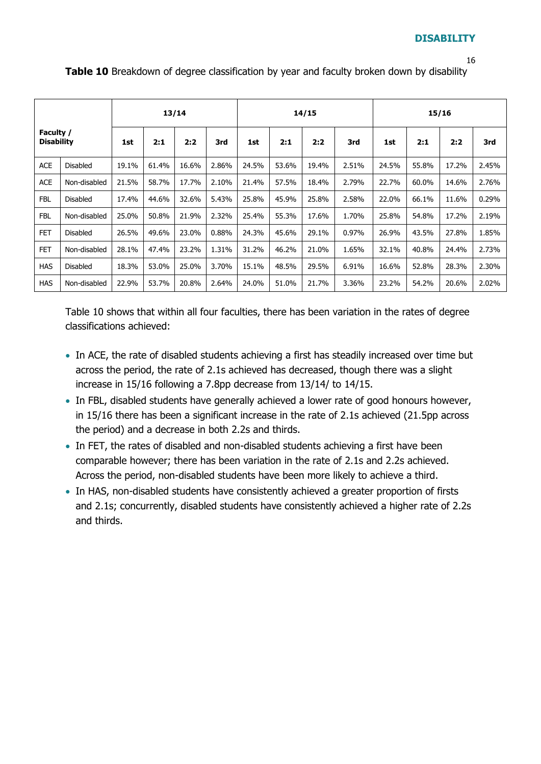**Table 10** Breakdown of degree classification by year and faculty broken down by disability

| Faculty / Disability | | 13/14 | | | | 14/15 | | | | 15/16 | | | |
|---|---|---|---|---|---|---|---|---|---|---|---|---|---|
| | | 1st | 2:1 | 2:2 | 3rd | 1st | 2:1 | 2:2 | 3rd | 1st | 2:1 | 2:2 | 3rd |
| ACE | Disabled | 19.1% | 61.4% | 16.6% | 2.86% | 24.5% | 53.6% | 19.4% | 2.51% | 24.5% | 55.8% | 17.2% | 2.45% |
| ACE | Non-disabled | 21.5% | 58.7% | 17.7% | 2.10% | 21.4% | 57.5% | 18.4% | 2.79% | 22.7% | 60.0% | 14.6% | 2.76% |
| FBL | Disabled | 17.4% | 44.6% | 32.6% | 5.43% | 25.8% | 45.9% | 25.8% | 2.58% | 22.0% | 66.1% | 11.6% | 0.29% |
| FBL | Non-disabled | 25.0% | 50.8% | 21.9% | 2.32% | 25.4% | 55.3% | 17.6% | 1.70% | 25.8% | 54.8% | 17.2% | 2.19% |
| FET | Disabled | 26.5% | 49.6% | 23.0% | 0.88% | 24.3% | 45.6% | 29.1% | 0.97% | 26.9% | 43.5% | 27.8% | 1.85% |
| FET | Non-disabled | 28.1% | 47.4% | 23.2% | 1.31% | 31.2% | 46.2% | 21.0% | 1.65% | 32.1% | 40.8% | 24.4% | 2.73% |
| HAS | Disabled | 18.3% | 53.0% | 25.0% | 3.70% | 15.1% | 48.5% | 29.5% | 6.91% | 16.6% | 52.8% | 28.3% | 2.30% |
| HAS | Non-disabled | 22.9% | 53.7% | 20.8% | 2.64% | 24.0% | 51.0% | 21.7% | 3.36% | 23.2% | 54.2% | 20.6% | 2.02% |

Table 10 shows that within all four faculties, there has been variation in the rates of degree classifications achieved:

- In ACE, the rate of disabled students achieving a first has steadily increased over time but across the period, the rate of 2.1s achieved has decreased, though there was a slight increase in 15/16 following a 7.8pp decrease from 13/14/ to 14/15.
- In FBL, disabled students have generally achieved a lower rate of good honours however, in 15/16 there has been a significant increase in the rate of 2.1s achieved (21.5pp across the period) and a decrease in both 2.2s and thirds.
- In FET, the rates of disabled and non-disabled students achieving a first have been comparable however; there has been variation in the rate of 2.1s and 2.2s achieved. Across the period, non-disabled students have been more likely to achieve a third.
- In HAS, non-disabled students have consistently achieved a greater proportion of firsts and 2.1s; concurrently, disabled students have consistently achieved a higher rate of 2.2s and thirds.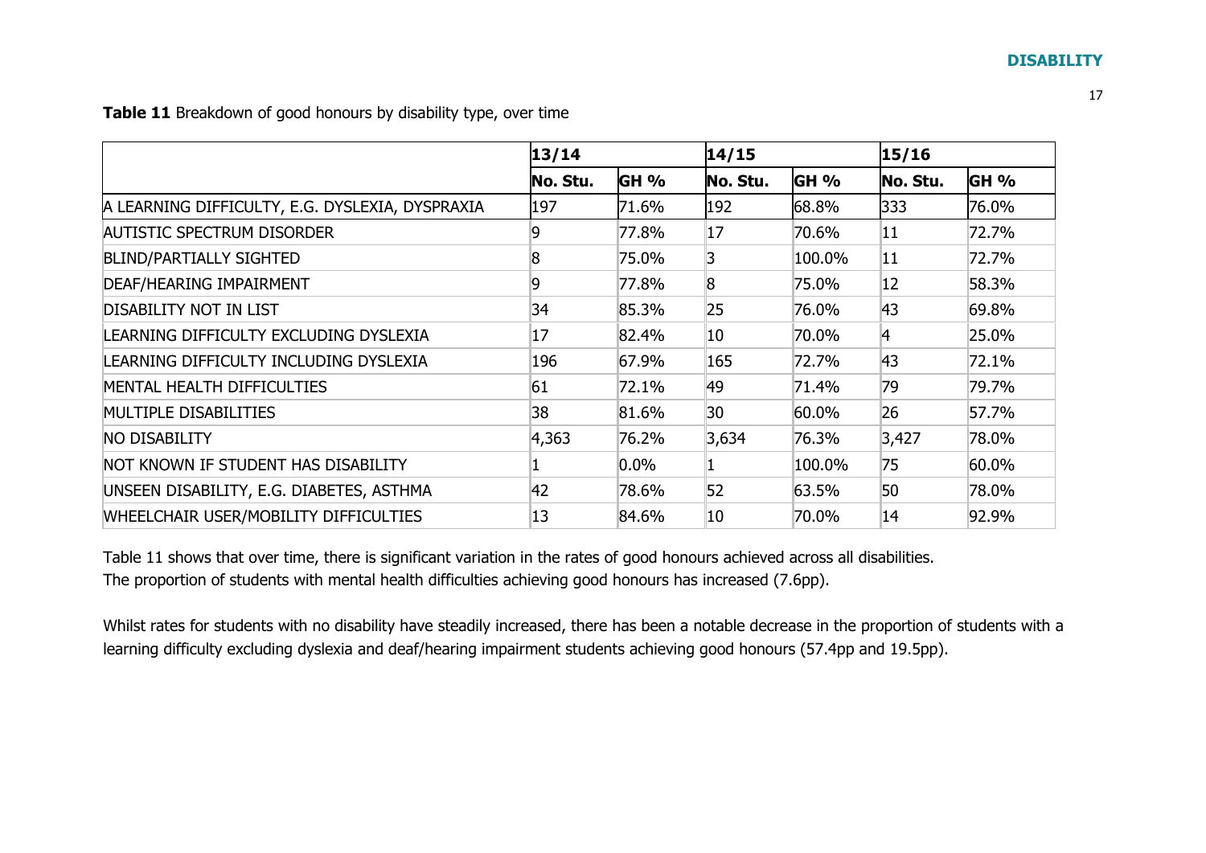**Table 11** Breakdown of good honours by disability type, over time

| | 13/14 | | 14/15 | | 15/16 | |
|---|---|---|---|---|---|---|
| | **No. Stu.** | **GH %** | **No. Stu.** | **GH %** | **No. Stu.** | **GH %** |
| A LEARNING DIFFICULTY, E.G. DYSLEXIA, DYSPRAXIA | 197 | 71.6% | 192 | 68.8% | 333 | 76.0% |
| AUTISTIC SPECTRUM DISORDER | 9 | 77.8% | 17 | 70.6% | 11 | 72.7% |
| BLIND/PARTIALLY SIGHTED | 8 | 75.0% | 3 | 100.0% | 11 | 72.7% |
| DEAF/HEARING IMPAIRMENT | 9 | 77.8% | 8 | 75.0% | 12 | 58.3% |
| DISABILITY NOT IN LIST | 34 | 85.3% | 25 | 76.0% | 43 | 69.8% |
| LEARNING DIFFICULTY EXCLUDING DYSLEXIA | 17 | 82.4% | 10 | 70.0% | 4 | 25.0% |
| LEARNING DIFFICULTY INCLUDING DYSLEXIA | 196 | 67.9% | 165 | 72.7% | 43 | 72.1% |
| MENTAL HEALTH DIFFICULTIES | 61 | 72.1% | 49 | 71.4% | 79 | 79.7% |
| MULTIPLE DISABILITIES | 38 | 81.6% | 30 | 60.0% | 26 | 57.7% |
| NO DISABILITY | 4,363 | 76.2% | 3,634 | 76.3% | 3,427 | 78.0% |
| NOT KNOWN IF STUDENT HAS DISABILITY | 1 | 0.0% | 1 | 100.0% | 75 | 60.0% |
| UNSEEN DISABILITY, E.G. DIABETES, ASTHMA | 42 | 78.6% | 52 | 63.5% | 50 | 78.0% |
| WHEELCHAIR USER/MOBILITY DIFFICULTIES | 13 | 84.6% | 10 | 70.0% | 14 | 92.9% |

Table 11 shows that over time, there is significant variation in the rates of good honours achieved across all disabilities.
The proportion of students with mental health difficulties achieving good honours has increased (7.6pp).

Whilst rates for students with no disability have steadily increased, there has been a notable decrease in the proportion of students with a learning difficulty excluding dyslexia and deaf/hearing impairment students achieving good honours (57.4pp and 19.5pp).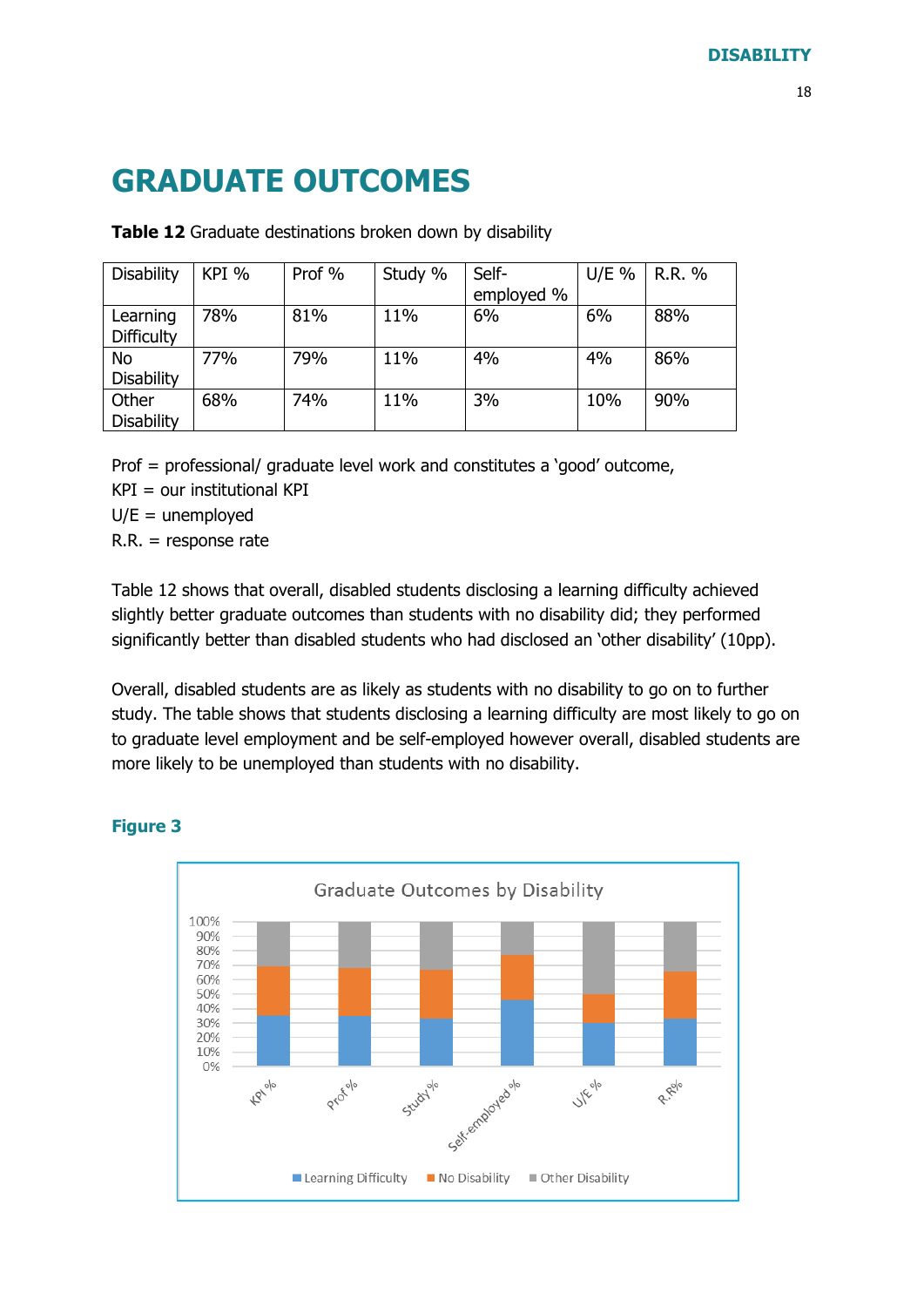# GRADUATE OUTCOMES

**Table 12** Graduate destinations broken down by disability

| Disability | KPI % | Prof % | Study % | Self-employed % | U/E % | R.R. % |
|---|---|---|---|---|---|---|
| Learning Difficulty | 78% | 81% | 11% | 6% | 6% | 88% |
| No Disability | 77% | 79% | 11% | 4% | 4% | 86% |
| Other Disability | 68% | 74% | 11% | 3% | 10% | 90% |

Prof = professional/ graduate level work and constitutes a 'good' outcome,
KPI = our institutional KPI
U/E = unemployed
R.R. = response rate

Table 12 shows that overall, disabled students disclosing a learning difficulty achieved slightly better graduate outcomes than students with no disability did; they performed significantly better than disabled students who had disclosed an 'other disability' (10pp).

Overall, disabled students are as likely as students with no disability to go on to further study. The table shows that students disclosing a learning difficulty are most likely to go on to graduate level employment and be self-employed however overall, disabled students are more likely to be unemployed than students with no disability.

**Figure 3**

Graduate Outcomes by Disability

100%
90%
80%
70%
60%
50%
40%
30%
20%
10%
0%

KPI % Prof % Study % Self-employed % U/E % R.R%

Learning Difficulty No Disability Other Disability